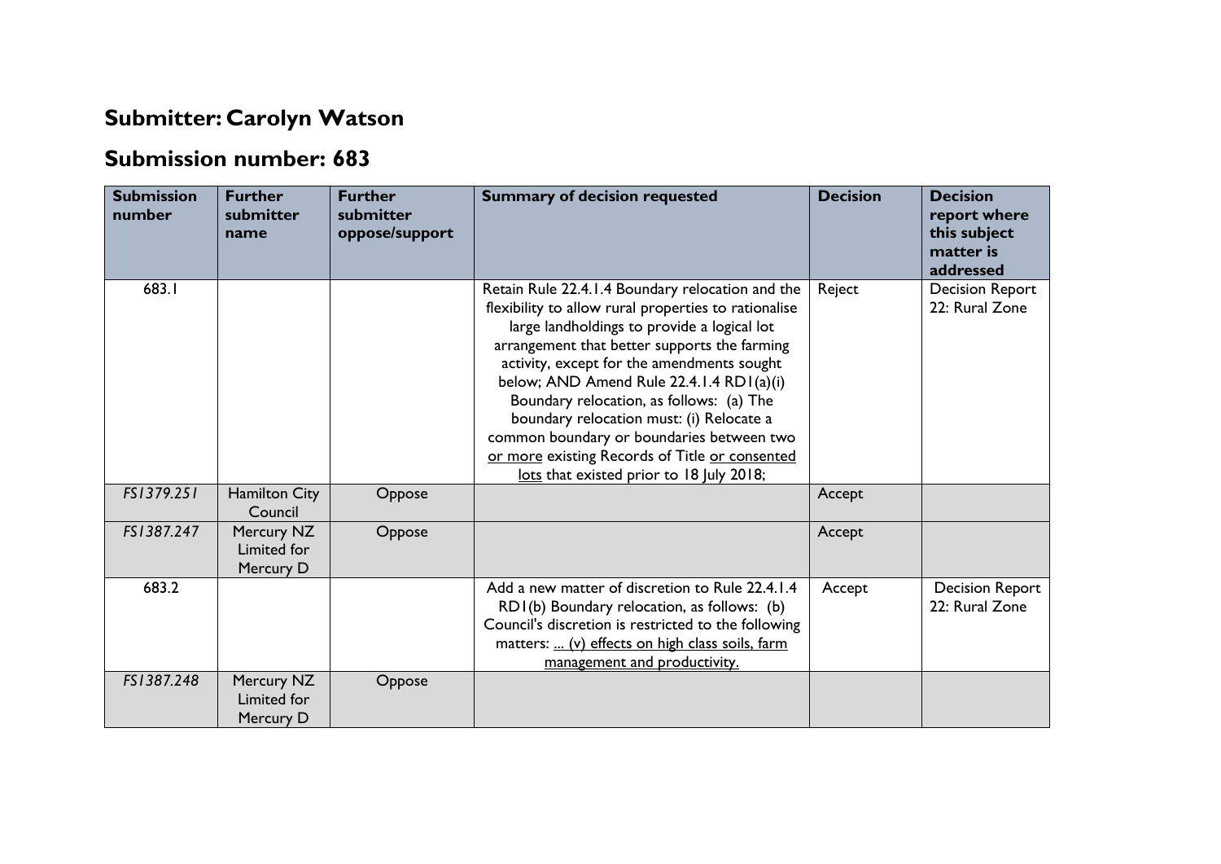## Submitter: Carolyn Watson

## Submission number: 683

| Submission number | Further submitter name | Further submitter oppose/support | Summary of decision requested | Decision | Decision report where this subject matter is addressed |
|---|---|---|---|---|---|
| 683.1 | | | Retain Rule 22.4.1.4 Boundary relocation and the flexibility to allow rural properties to rationalise large landholdings to provide a logical lot arrangement that better supports the farming activity, except for the amendments sought below; AND Amend Rule 22.4.1.4 RD1(a)(i) Boundary relocation, as follows: (a) The boundary relocation must: (i) Relocate a common boundary or boundaries between two <u>or more</u> existing Records of Title <u>or consented lots</u> that existed prior to 18 July 2018; | Reject | Decision Report 22: Rural Zone |
| *FS1379.251* | Hamilton City Council | Oppose | | Accept | |
| *FS1387.247* | Mercury NZ Limited for Mercury D | Oppose | | Accept | |
| 683.2 | | | Add a new matter of discretion to Rule 22.4.1.4 RD1(b) Boundary relocation, as follows: (b) Council's discretion is restricted to the following matters: <u>... (v) effects on high class soils, farm management and productivity.</u> | Accept | Decision Report 22: Rural Zone |
| *FS1387.248* | Mercury NZ Limited for Mercury D | Oppose | | | |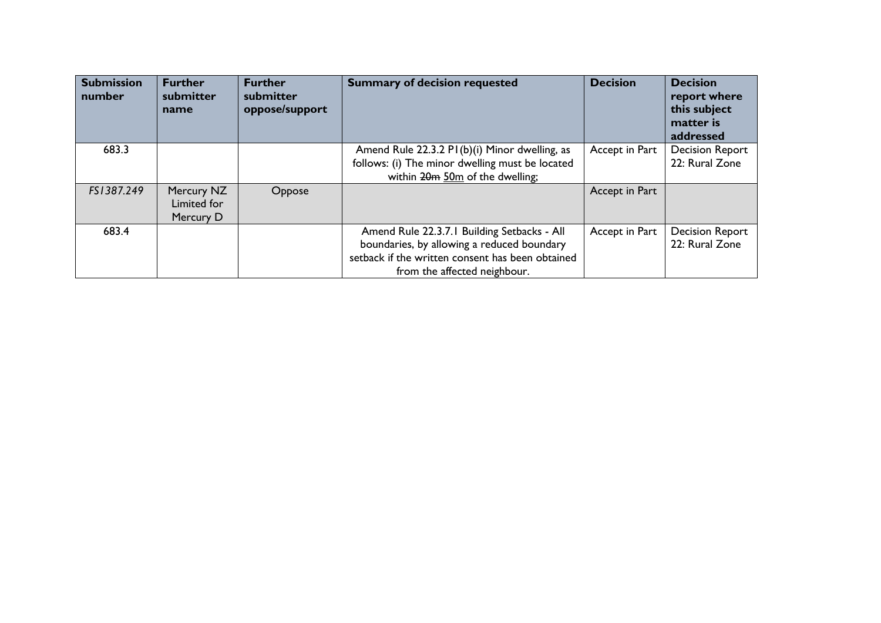| Submission number | Further submitter name | Further submitter oppose/support | Summary of decision requested | Decision | Decision report where this subject matter is addressed |
|---|---|---|---|---|---|
| 683.3 | | | Amend Rule 22.3.2 P1(b)(i) Minor dwelling, as follows: (i) The minor dwelling must be located within ~~20m~~ <u>50m</u> of the dwelling; | Accept in Part | Decision Report 22: Rural Zone |
| *FS1387.249* | Mercury NZ Limited for Mercury D | Oppose | | Accept in Part | |
| 683.4 | | | Amend Rule 22.3.7.1 Building Setbacks - All boundaries, by allowing a reduced boundary setback if the written consent has been obtained from the affected neighbour. | Accept in Part | Decision Report 22: Rural Zone |